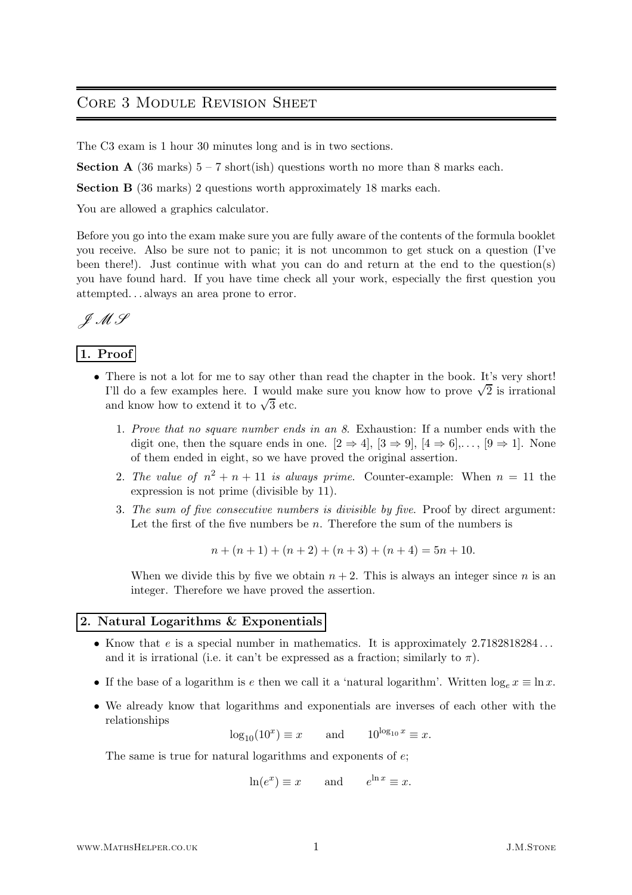# Core 3 Module Revision Sheet

The C3 exam is 1 hour 30 minutes long and is in two sections.

**Section A** (36 marks) 5 – 7 short(ish) questions worth no more than 8 marks each.

**Section B** (36 marks) 2 questions worth approximately 18 marks each.

You are allowed a graphics calculator.

Before you go into the exam make sure you are fully aware of the contents of the formula booklet you receive. Also be sure not to panic; it is not uncommon to get stuck on a question (I've been there!). Just continue with what you can do and return at the end to the question(s) you have found hard. If you have time check all your work, especially the first question you attempted. . . always an area prone to error.

*J M S*

## 1. Proof

- There is not a lot for me to say other than read the chapter in the book. It's very short! I'll do a few examples here. I would make sure you know how to prove $\sqrt{2}$ is irrational and know how to extend it to $\sqrt{3}$ etc.

  1. *Prove that no square number ends in an 8.* Exhaustion: If a number ends with the digit one, then the square ends in one. [$2 \Rightarrow 4$], [$3 \Rightarrow 9$], [$4 \Rightarrow 6$],. . . , [$9 \Rightarrow 1$]. None of them ended in eight, so we have proved the original assertion.
  2. *The value of $n^2 + n + 11$ is always prime.* Counter-example: When $n = 11$ the expression is not prime (divisible by 11).
  3. *The sum of five consecutive numbers is divisible by five.* Proof by direct argument: Let the first of the five numbers be $n$. Therefore the sum of the numbers is

     $$n + (n + 1) + (n + 2) + (n + 3) + (n + 4) = 5n + 10.$$

     When we divide this by five we obtain $n + 2$. This is always an integer since $n$ is an integer. Therefore we have proved the assertion.

## 2. Natural Logarithms & Exponentials

- Know that $e$ is a special number in mathematics. It is approximately 2.7182818284 . . . and it is irrational (i.e. it can't be expressed as a fraction; similarly to $\pi$).
- If the base of a logarithm is $e$ then we call it a 'natural logarithm'. Written $\log_e x \equiv \ln x$.
- We already know that logarithms and exponentials are inverses of each other with the relationships

  $$\log_{10}(10^x) \equiv x \qquad \text{and} \qquad 10^{\log_{10} x} \equiv x.$$

  The same is true for natural logarithms and exponents of $e$;

  $$\ln(e^x) \equiv x \qquad \text{and} \qquad e^{\ln x} \equiv x.$$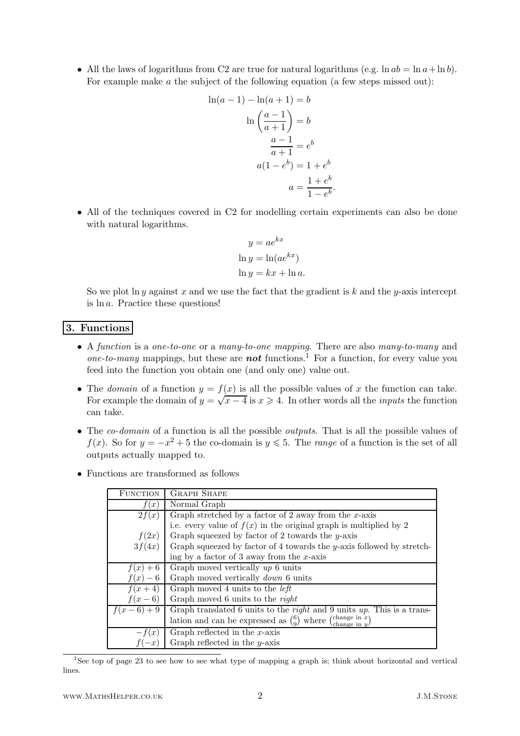- All the laws of logarithms from C2 are true for natural logarithms (e.g. $\ln ab = \ln a + \ln b$). For example make $a$ the subject of the following equation (a few steps missed out):

$$\begin{aligned}
\ln(a-1) - \ln(a+1) &= b \\
\ln\left(\frac{a-1}{a+1}\right) &= b \\
\frac{a-1}{a+1} &= e^b \\
a(1-e^b) &= 1+e^b \\
a &= \frac{1+e^b}{1-e^b}.
\end{aligned}$$

- All of the techniques covered in C2 for modelling certain experiments can also be done with natural logarithms.

$$\begin{aligned}
y &= ae^{kx} \\
\ln y &= \ln(ae^{kx}) \\
\ln y &= kx + \ln a.
\end{aligned}$$

So we plot $\ln y$ against $x$ and we use the fact that the gradient is $k$ and the $y$-axis intercept is $\ln a$. Practice these questions!

## 3. Functions

- A *function* is a *one-to-one* or a *many-to-one mapping*. There are also *many-to-many* and *one-to-many* mappings, but these are ***not*** functions.[1] For a function, for every value you feed into the function you obtain one (and only one) value out.

- The *domain* of a function $y = f(x)$ is all the possible values of $x$ the function can take. For example the domain of $y = \sqrt{x-4}$ is $x \geqslant 4$. In other words all the *inputs* the function can take.

- The *co-domain* of a function is all the possible *outputs*. That is all the possible values of $f(x)$. So for $y = -x^2 + 5$ the co-domain is $y \leqslant 5$. The *range* of a function is the set of all outputs actually mapped to.

- Functions are transformed as follows

| Function | Graph Shape |
|---|---|
| $f(x)$ | Normal Graph |
| $2f(x)$ | Graph stretched by a factor of 2 away from the $x$-axis i.e. every value of $f(x)$ in the original graph is multiplied by 2 |
| $f(2x)$ | Graph squeezed by factor of 2 towards the $y$-axis |
| $3f(4x)$ | Graph squeezed by factor of 4 towards the $y$-axis followed by stretching by a factor of 3 away from the $x$-axis |
| $f(x)+6$ | Graph moved vertically *up* 6 units |
| $f(x)-6$ | Graph moved vertically *down* 6 units |
| $f(x+4)$ | Graph moved 4 units to the *left* |
| $f(x-6)$ | Graph moved 6 units to the *right* |
| $f(x-6)+9$ | Graph translated 6 units to the *right* and 9 units *up*. This is a translation and can be expressed as $\binom{6}{9}$ where $\binom{\text{change in } x}{\text{change in } y}$ |
| $-f(x)$ | Graph reflected in the $x$-axis |
| $f(-x)$ | Graph reflected in the $y$-axis |

[1] See top of page 23 to see how to see what type of mapping a graph is; think about horizontal and vertical lines.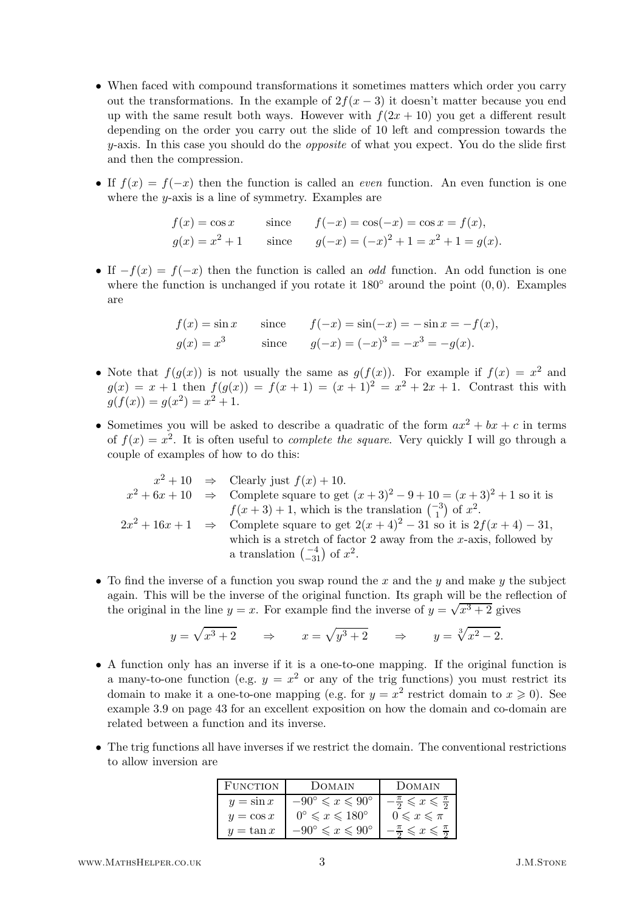- When faced with compound transformations it sometimes matters which order you carry out the transformations. In the example of $2f(x-3)$ it doesn't matter because you end up with the same result both ways. However with $f(2x+10)$ you get a different result depending on the order you carry out the slide of 10 left and compression towards the $y$-axis. In this case you should do the *opposite* of what you expect. You do the slide first and then the compression.

- If $f(x) = f(-x)$ then the function is called an *even* function. An even function is one where the $y$-axis is a line of symmetry. Examples are

$$f(x) = \cos x \qquad \text{since} \qquad f(-x) = \cos(-x) = \cos x = f(x),$$
$$g(x) = x^2 + 1 \qquad \text{since} \qquad g(-x) = (-x)^2 + 1 = x^2 + 1 = g(x).$$

- If $-f(x) = f(-x)$ then the function is called an *odd* function. An odd function is one where the function is unchanged if you rotate it $180°$ around the point $(0,0)$. Examples are

$$f(x) = \sin x \qquad \text{since} \qquad f(-x) = \sin(-x) = -\sin x = -f(x),$$
$$g(x) = x^3 \qquad \text{since} \qquad g(-x) = (-x)^3 = -x^3 = -g(x).$$

- Note that $f(g(x))$ is not usually the same as $g(f(x))$. For example if $f(x) = x^2$ and $g(x) = x + 1$ then $f(g(x)) = f(x+1) = (x+1)^2 = x^2 + 2x + 1$. Contrast this with $g(f(x)) = g(x^2) = x^2 + 1$.

- Sometimes you will be asked to describe a quadratic of the form $ax^2 + bx + c$ in terms of $f(x) = x^2$. It is often useful to *complete the square*. Very quickly I will go through a couple of examples of how to do this:

  $x^2 + 10 \;\Rightarrow\;$ Clearly just $f(x) + 10$.

  $x^2 + 6x + 10 \;\Rightarrow\;$ Complete square to get $(x+3)^2 - 9 + 10 = (x+3)^2 + 1$ so it is $f(x+3) + 1$, which is the translation $\binom{-3}{1}$ of $x^2$.

  $2x^2 + 16x + 1 \;\Rightarrow\;$ Complete square to get $2(x+4)^2 - 31$ so it is $2f(x+4) - 31$, which is a stretch of factor 2 away from the $x$-axis, followed by a translation $\binom{-4}{-31}$ of $x^2$.

- To find the inverse of a function you swap round the $x$ and the $y$ and make $y$ the subject again. This will be the inverse of the original function. Its graph will be the reflection of the original in the line $y = x$. For example find the inverse of $y = \sqrt{x^3 + 2}$ gives

$$y = \sqrt{x^3 + 2} \qquad \Rightarrow \qquad x = \sqrt{y^3 + 2} \qquad \Rightarrow \qquad y = \sqrt[3]{x^2 - 2}.$$

- A function only has an inverse if it is a one-to-one mapping. If the original function is a many-to-one function (e.g. $y = x^2$ or any of the trig functions) you must restrict its domain to make it a one-to-one mapping (e.g. for $y = x^2$ restrict domain to $x \geqslant 0$). See example 3.9 on page 43 for an excellent exposition on how the domain and co-domain are related between a function and its inverse.

- The trig functions all have inverses if we restrict the domain. The conventional restrictions to allow inversion are

| Function | Domain | Domain |
|---|---|---|
| $y = \sin x$ | $-90° \leqslant x \leqslant 90°$ | $-\frac{\pi}{2} \leqslant x \leqslant \frac{\pi}{2}$ |
| $y = \cos x$ | $0° \leqslant x \leqslant 180°$ | $0 \leqslant x \leqslant \pi$ |
| $y = \tan x$ | $-90° \leqslant x \leqslant 90°$ | $-\frac{\pi}{2} \leqslant x \leqslant \frac{\pi}{2}$ |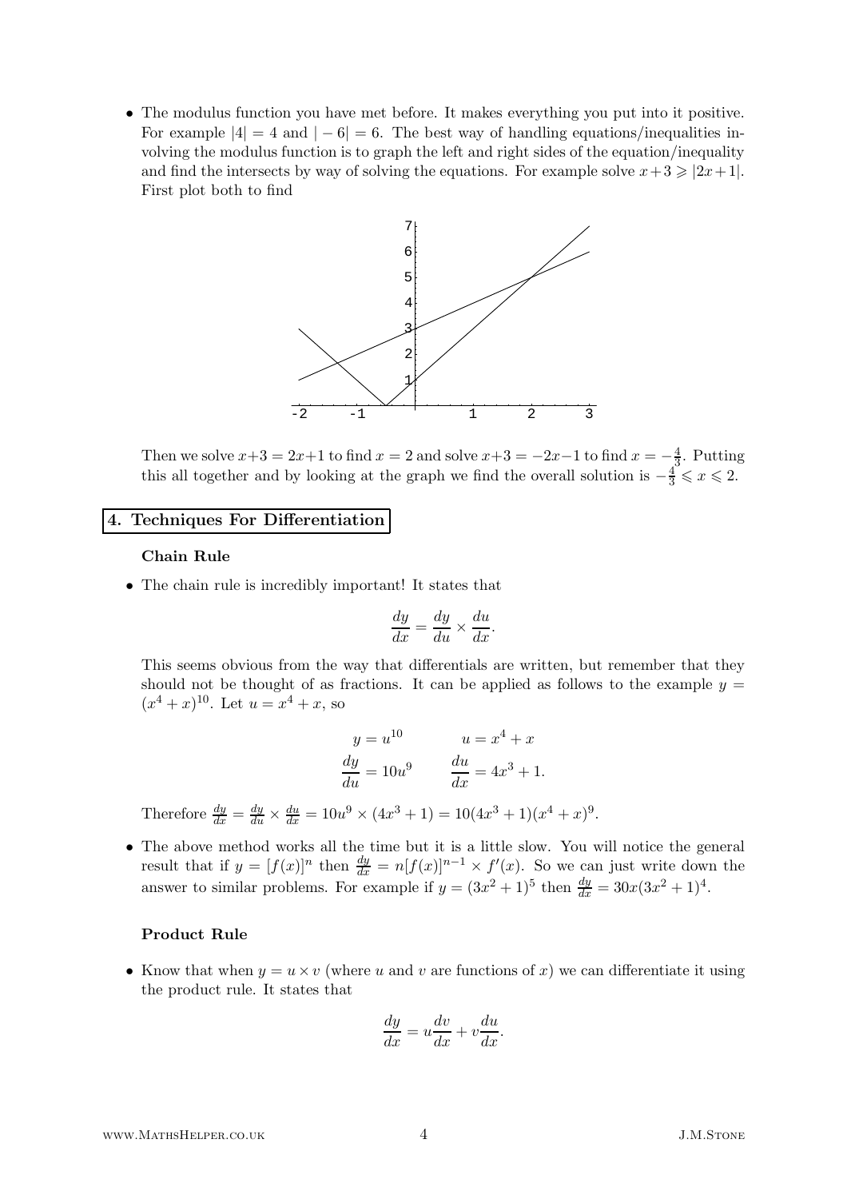- The modulus function you have met before. It makes everything you put into it positive. For example $|4| = 4$ and $|-6| = 6$. The best way of handling equations/inequalities involving the modulus function is to graph the left and right sides of the equation/inequality and find the intersects by way of solving the equations. For example solve $x+3 \geqslant |2x+1|$. First plot both to find

  Then we solve $x+3 = 2x+1$ to find $x = 2$ and solve $x+3 = -2x-1$ to find $x = -\frac{4}{3}$. Putting this all together and by looking at the graph we find the overall solution is $-\frac{4}{3} \leqslant x \leqslant 2$.

## 4. Techniques For Differentiation

### Chain Rule

- The chain rule is incredibly important! It states that

$$\frac{dy}{dx} = \frac{dy}{du} \times \frac{du}{dx}.$$

  This seems obvious from the way that differentials are written, but remember that they should not be thought of as fractions. It can be applied as follows to the example $y = (x^4 + x)^{10}$. Let $u = x^4 + x$, so

$$y = u^{10} \qquad u = x^4 + x$$
$$\frac{dy}{du} = 10u^9 \qquad \frac{du}{dx} = 4x^3 + 1.$$

  Therefore $\frac{dy}{dx} = \frac{dy}{du} \times \frac{du}{dx} = 10u^9 \times (4x^3 + 1) = 10(4x^3 + 1)(x^4 + x)^9$.

- The above method works all the time but it is a little slow. You will notice the general result that if $y = [f(x)]^n$ then $\frac{dy}{dx} = n[f(x)]^{n-1} \times f'(x)$. So we can just write down the answer to similar problems. For example if $y = (3x^2 + 1)^5$ then $\frac{dy}{dx} = 30x(3x^2 + 1)^4$.

### Product Rule

- Know that when $y = u \times v$ (where $u$ and $v$ are functions of $x$) we can differentiate it using the product rule. It states that

$$\frac{dy}{dx} = u\frac{dv}{dx} + v\frac{du}{dx}.$$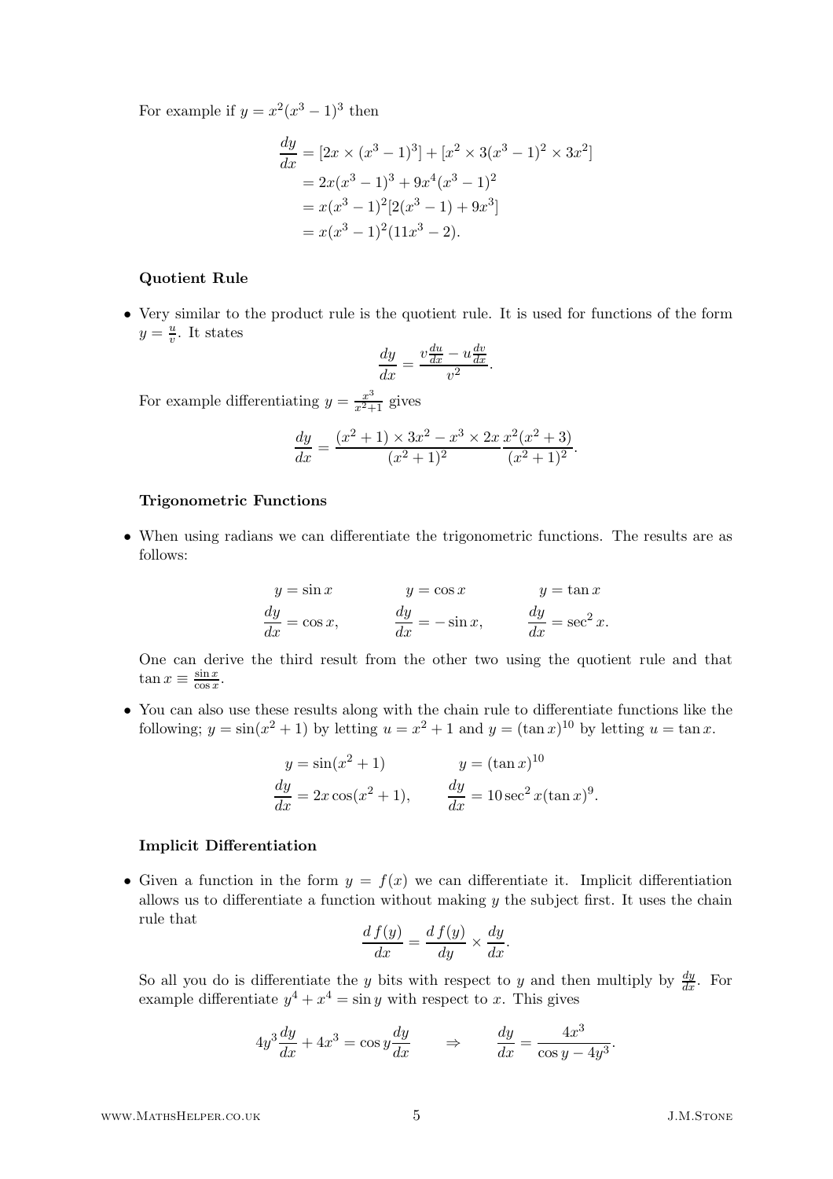For example if $y = x^2(x^3-1)^3$ then

$$\begin{aligned}
\frac{dy}{dx} &= [2x \times (x^3-1)^3] + [x^2 \times 3(x^3-1)^2 \times 3x^2] \\
&= 2x(x^3-1)^3 + 9x^4(x^3-1)^2 \\
&= x(x^3-1)^2[2(x^3-1) + 9x^3] \\
&= x(x^3-1)^2(11x^3-2).
\end{aligned}$$

### Quotient Rule

- Very similar to the product rule is the quotient rule. It is used for functions of the form $y = \frac{u}{v}$. It states

$$\frac{dy}{dx} = \frac{v\frac{du}{dx} - u\frac{dv}{dx}}{v^2}.$$

For example differentiating $y = \frac{x^3}{x^2+1}$ gives

$$\frac{dy}{dx} = \frac{(x^2+1) \times 3x^2 - x^3 \times 2x}{(x^2+1)^2} \frac{x^2(x^2+3)}{(x^2+1)^2}.$$

### Trigonometric Functions

- When using radians we can differentiate the trigonometric functions. The results are as follows:

$$\begin{aligned}
&y = \sin x \qquad && y = \cos x \qquad && y = \tan x \\
&\frac{dy}{dx} = \cos x, && \frac{dy}{dx} = -\sin x, && \frac{dy}{dx} = \sec^2 x.
\end{aligned}$$

One can derive the third result from the other two using the quotient rule and that $\tan x \equiv \frac{\sin x}{\cos x}$.

- You can also use these results along with the chain rule to differentiate functions like the following; $y = \sin(x^2+1)$ by letting $u = x^2+1$ and $y = (\tan x)^{10}$ by letting $u = \tan x$.

$$\begin{aligned}
&y = \sin(x^2+1) \qquad && y = (\tan x)^{10} \\
&\frac{dy}{dx} = 2x\cos(x^2+1), && \frac{dy}{dx} = 10\sec^2 x(\tan x)^9.
\end{aligned}$$

### Implicit Differentiation

- Given a function in the form $y = f(x)$ we can differentiate it. Implicit differentiation allows us to differentiate a function without making $y$ the subject first. It uses the chain rule that

$$\frac{d\,f(y)}{dx} = \frac{d\,f(y)}{dy} \times \frac{dy}{dx}.$$

So all you do is differentiate the $y$ bits with respect to $y$ and then multiply by $\frac{dy}{dx}$. For example differentiate $y^4 + x^4 = \sin y$ with respect to $x$. This gives

$$4y^3\frac{dy}{dx} + 4x^3 = \cos y\frac{dy}{dx} \qquad \Rightarrow \qquad \frac{dy}{dx} = \frac{4x^3}{\cos y - 4y^3}.$$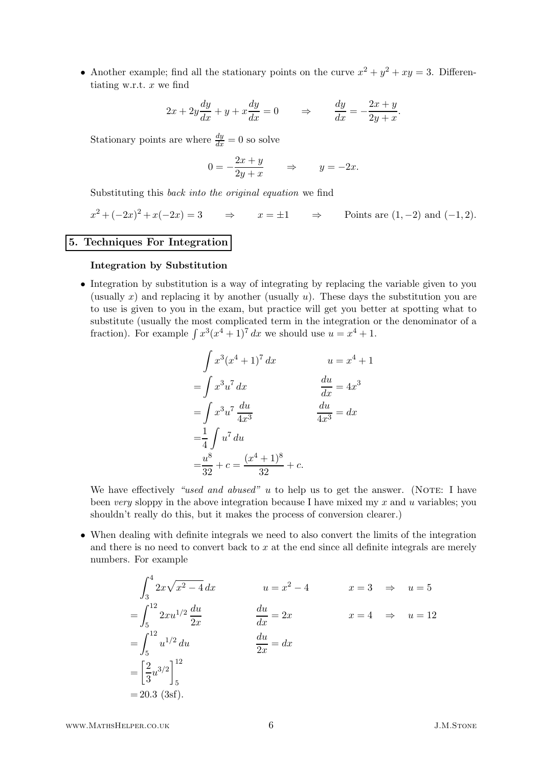- Another example; find all the stationary points on the curve $x^2 + y^2 + xy = 3$. Differentiating w.r.t. $x$ we find

$$2x + 2y\frac{dy}{dx} + y + x\frac{dy}{dx} = 0 \qquad \Rightarrow \qquad \frac{dy}{dx} = -\frac{2x+y}{2y+x}.$$

Stationary points are where $\frac{dy}{dx} = 0$ so solve

$$0 = -\frac{2x+y}{2y+x} \qquad \Rightarrow \qquad y = -2x.$$

Substituting this *back into the original equation* we find

$$x^2 + (-2x)^2 + x(-2x) = 3 \qquad \Rightarrow \qquad x = \pm 1 \qquad \Rightarrow \qquad \text{Points are } (1,-2) \text{ and } (-1,2).$$

## 5. Techniques For Integration

### Integration by Substitution

- Integration by substitution is a way of integrating by replacing the variable given to you (usually $x$) and replacing it by another (usually $u$). These days the substitution you are to use is given to you in the exam, but practice will get you better at spotting what to substitute (usually the most complicated term in the integration or the denominator of a fraction). For example $\int x^3(x^4+1)^7\,dx$ we should use $u = x^4 + 1$.

$$\begin{aligned}
&\int x^3(x^4+1)^7\,dx && u = x^4+1\\
=&\int x^3u^7\,dx && \frac{du}{dx} = 4x^3\\
=&\int x^3u^7\,\frac{du}{4x^3} && \frac{du}{4x^3} = dx\\
=&\frac{1}{4}\int u^7\,du &&\\
=&\frac{u^8}{32} + c = \frac{(x^4+1)^8}{32} + c. &&
\end{aligned}$$

We have effectively *"used and abused"* $u$ to help us to get the answer. (NOTE: I have been *very* sloppy in the above integration because I have mixed my $x$ and $u$ variables; you shouldn't really do this, but it makes the process of conversion clearer.)

- When dealing with definite integrals we need to also convert the limits of the integration and there is no need to convert back to $x$ at the end since all definite integrals are merely numbers. For example

$$\begin{aligned}
&\int_3^4 2x\sqrt{x^2-4}\,dx && u = x^2-4 && x=3 \;\Rightarrow\; u=5\\
=&\int_5^{12} 2xu^{1/2}\,\frac{du}{2x} && \frac{du}{dx} = 2x && x=4 \;\Rightarrow\; u=12\\
=&\int_5^{12} u^{1/2}\,du && \frac{du}{2x} = dx &&\\
=&\left[\frac{2}{3}u^{3/2}\right]_5^{12} && &&\\
=&\,20.3 \text{ (3sf)}. && &&
\end{aligned}$$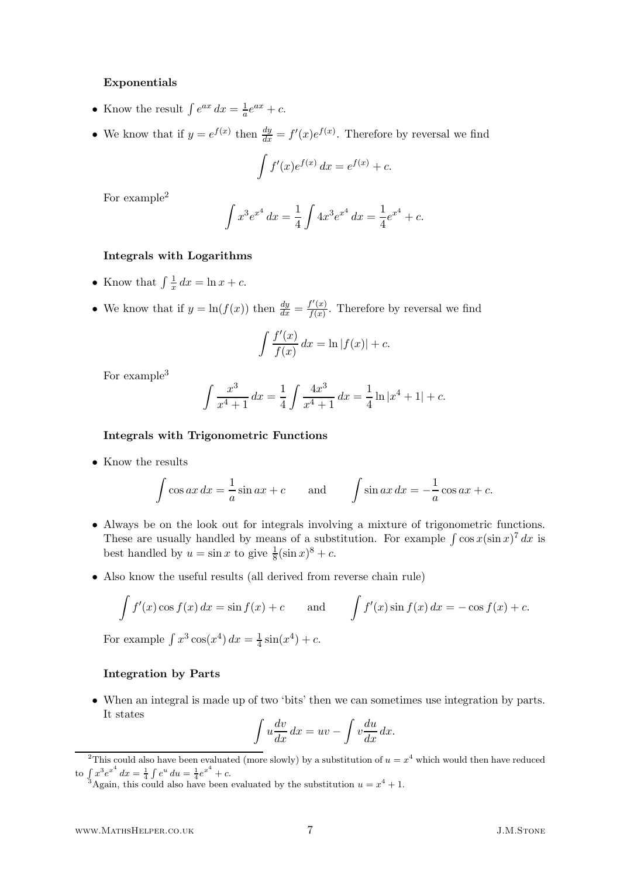**Exponentials**

- Know the result $\int e^{ax}\,dx = \frac{1}{a}e^{ax} + c$.
- We know that if $y = e^{f(x)}$ then $\frac{dy}{dx} = f'(x)e^{f(x)}$. Therefore by reversal we find

$$\int f'(x)e^{f(x)}\,dx = e^{f(x)} + c.$$

  For example[2]

$$\int x^3 e^{x^4}\,dx = \frac{1}{4}\int 4x^3 e^{x^4}\,dx = \frac{1}{4}e^{x^4} + c.$$

**Integrals with Logarithms**

- Know that $\int \frac{1}{x}\,dx = \ln x + c$.
- We know that if $y = \ln(f(x))$ then $\frac{dy}{dx} = \frac{f'(x)}{f(x)}$. Therefore by reversal we find

$$\int \frac{f'(x)}{f(x)}\,dx = \ln|f(x)| + c.$$

  For example[3]

$$\int \frac{x^3}{x^4+1}\,dx = \frac{1}{4}\int \frac{4x^3}{x^4+1}\,dx = \frac{1}{4}\ln|x^4+1| + c.$$

**Integrals with Trigonometric Functions**

- Know the results

$$\int \cos ax\,dx = \frac{1}{a}\sin ax + c \qquad \text{and} \qquad \int \sin ax\,dx = -\frac{1}{a}\cos ax + c.$$

- Always be on the look out for integrals involving a mixture of trigonometric functions. These are usually handled by means of a substitution. For example $\int \cos x(\sin x)^7\,dx$ is best handled by $u = \sin x$ to give $\frac{1}{8}(\sin x)^8 + c$.
- Also know the useful results (all derived from reverse chain rule)

$$\int f'(x)\cos f(x)\,dx = \sin f(x) + c \qquad \text{and} \qquad \int f'(x)\sin f(x)\,dx = -\cos f(x) + c.$$

  For example $\int x^3\cos(x^4)\,dx = \frac{1}{4}\sin(x^4) + c$.

**Integration by Parts**

- When an integral is made up of two 'bits' then we can sometimes use integration by parts. It states

$$\int u\frac{dv}{dx}\,dx = uv - \int v\frac{du}{dx}\,dx.$$

---

[2] This could also have been evaluated (more slowly) by a substitution of $u = x^4$ which would then have reduced to $\int x^3 e^{x^4}\,dx = \frac{1}{4}\int e^u\,du = \frac{1}{4}e^{x^4} + c$.

[3] Again, this could also have been evaluated by the substitution $u = x^4 + 1$.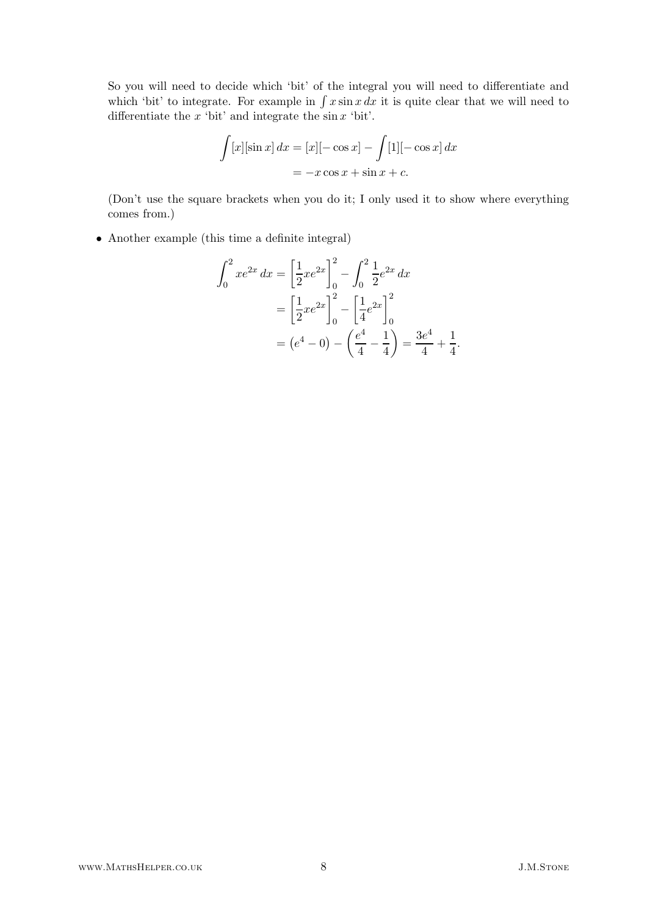So you will need to decide which 'bit' of the integral you will need to differentiate and which 'bit' to integrate. For example in $\int x \sin x \, dx$ it is quite clear that we will need to differentiate the $x$ 'bit' and integrate the $\sin x$ 'bit'.

$$
\begin{aligned}
\int [x][\sin x] \, dx &= [x][-\cos x] - \int [1][-\cos x] \, dx \\
&= -x \cos x + \sin x + c.
\end{aligned}
$$

(Don't use the square brackets when you do it; I only used it to show where everything comes from.)

- Another example (this time a definite integral)

$$
\begin{aligned}
\int_0^2 x e^{2x} \, dx &= \left[\frac{1}{2} x e^{2x}\right]_0^2 - \int_0^2 \frac{1}{2} e^{2x} \, dx \\
&= \left[\frac{1}{2} x e^{2x}\right]_0^2 - \left[\frac{1}{4} e^{2x}\right]_0^2 \\
&= \left(e^4 - 0\right) - \left(\frac{e^4}{4} - \frac{1}{4}\right) = \frac{3e^4}{4} + \frac{1}{4}.
\end{aligned}
$$